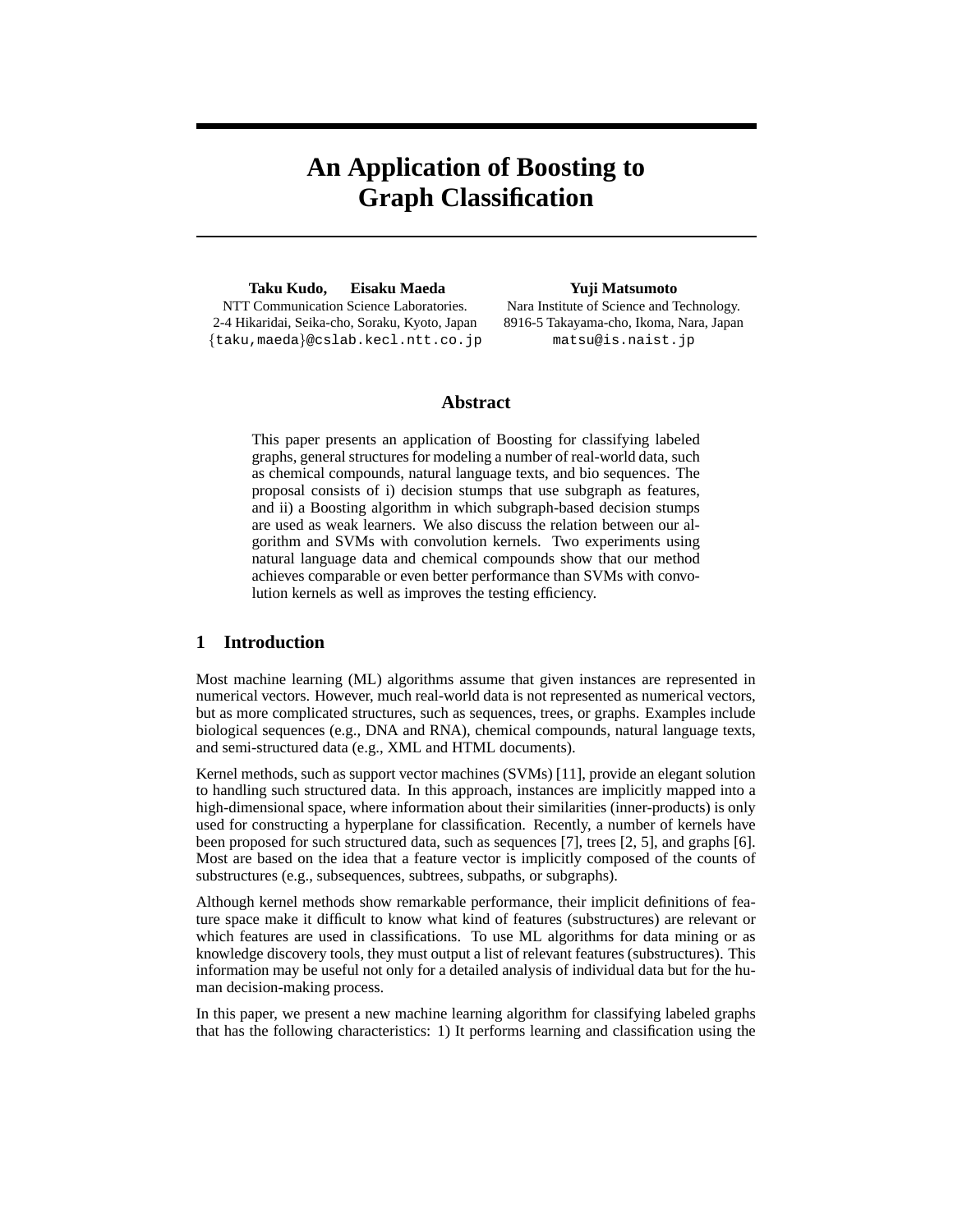# An Application of Boosting to Graph Classification

**Taku Kudo, Eisaku Maeda**
NTT Communication Science Laboratories.
2-4 Hikaridai, Seika-cho, Soraku, Kyoto, Japan
{taku,maeda}@cslab.kecl.ntt.co.jp

**Yuji Matsumoto**
Nara Institute of Science and Technology.
8916-5 Takayama-cho, Ikoma, Nara, Japan
matsu@is.naist.jp

## Abstract

This paper presents an application of Boosting for classifying labeled graphs, general structures for modeling a number of real-world data, such as chemical compounds, natural language texts, and bio sequences. The proposal consists of i) decision stumps that use subgraph as features, and ii) a Boosting algorithm in which subgraph-based decision stumps are used as weak learners. We also discuss the relation between our algorithm and SVMs with convolution kernels. Two experiments using natural language data and chemical compounds show that our method achieves comparable or even better performance than SVMs with convolution kernels as well as improves the testing efficiency.

## 1 Introduction

Most machine learning (ML) algorithms assume that given instances are represented in numerical vectors. However, much real-world data is not represented as numerical vectors, but as more complicated structures, such as sequences, trees, or graphs. Examples include biological sequences (e.g., DNA and RNA), chemical compounds, natural language texts, and semi-structured data (e.g., XML and HTML documents).

Kernel methods, such as support vector machines (SVMs) [11], provide an elegant solution to handling such structured data. In this approach, instances are implicitly mapped into a high-dimensional space, where information about their similarities (inner-products) is only used for constructing a hyperplane for classification. Recently, a number of kernels have been proposed for such structured data, such as sequences [7], trees [2, 5], and graphs [6]. Most are based on the idea that a feature vector is implicitly composed of the counts of substructures (e.g., subsequences, subtrees, subpaths, or subgraphs).

Although kernel methods show remarkable performance, their implicit definitions of feature space make it difficult to know what kind of features (substructures) are relevant or which features are used in classifications. To use ML algorithms for data mining or as knowledge discovery tools, they must output a list of relevant features (substructures). This information may be useful not only for a detailed analysis of individual data but for the human decision-making process.

In this paper, we present a new machine learning algorithm for classifying labeled graphs that has the following characteristics: 1) It performs learning and classification using the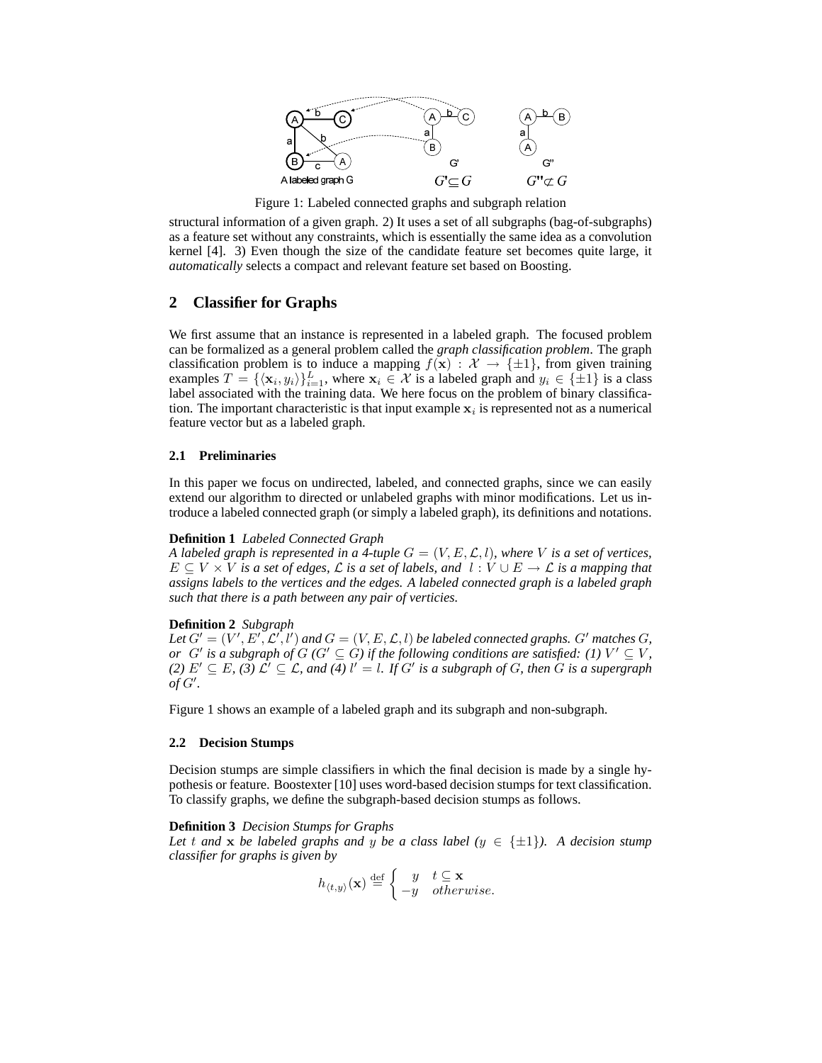Figure 1: Labeled connected graphs and subgraph relation

structural information of a given graph. 2) It uses a set of all subgraphs (bag-of-subgraphs) as a feature set without any constraints, which is essentially the same idea as a convolution kernel [4]. 3) Even though the size of the candidate feature set becomes quite large, it *automatically* selects a compact and relevant feature set based on Boosting.

## 2 Classifier for Graphs

We first assume that an instance is represented in a labeled graph. The focused problem can be formalized as a general problem called the *graph classification problem*. The graph classification problem is to induce a mapping $f(\mathbf{x}) : \mathcal{X} \rightarrow \{\pm 1\}$, from given training examples $T = \{\langle \mathbf{x}_i, y_i \rangle\}_{i=1}^{L}$, where $\mathbf{x}_i \in \mathcal{X}$ is a labeled graph and $y_i \in \{\pm 1\}$ is a class label associated with the training data. We here focus on the problem of binary classification. The important characteristic is that input example $\mathbf{x}_i$ is represented not as a numerical feature vector but as a labeled graph.

### 2.1 Preliminaries

In this paper we focus on undirected, labeled, and connected graphs, since we can easily extend our algorithm to directed or unlabeled graphs with minor modifications. Let us introduce a labeled connected graph (or simply a labeled graph), its definitions and notations.

**Definition 1** *Labeled Connected Graph*
*A labeled graph is represented in a 4-tuple $G = (V, E, \mathcal{L}, l)$, where $V$ is a set of vertices, $E \subseteq V \times V$ is a set of edges, $\mathcal{L}$ is a set of labels, and $l : V \cup E \rightarrow \mathcal{L}$ is a mapping that assigns labels to the vertices and the edges. A labeled connected graph is a labeled graph such that there is a path between any pair of verticies.*

**Definition 2** *Subgraph*
*Let $G' = (V', E', \mathcal{L}', l')$ and $G = (V, E, \mathcal{L}, l)$ be labeled connected graphs. $G'$ matches $G$, or $G'$ is a subgraph of $G$ ($G' \subseteq G$) if the following conditions are satisfied: (1) $V' \subseteq V$, (2) $E' \subseteq E$, (3) $\mathcal{L}' \subseteq \mathcal{L}$, and (4) $l' = l$. If $G'$ is a subgraph of $G$, then $G$ is a supergraph of $G'$.*

Figure 1 shows an example of a labeled graph and its subgraph and non-subgraph.

### 2.2 Decision Stumps

Decision stumps are simple classifiers in which the final decision is made by a single hypothesis or feature. Boostexter [10] uses word-based decision stumps for text classification. To classify graphs, we define the subgraph-based decision stumps as follows.

**Definition 3** *Decision Stumps for Graphs*
*Let $t$ and $\mathbf{x}$ be labeled graphs and $y$ be a class label ($y \in \{\pm 1\}$). A decision stump classifier for graphs is given by*

$$h_{\langle t,y \rangle}(\mathbf{x}) \stackrel{\text{def}}{=} \begin{cases} y & t \subseteq \mathbf{x} \\ -y & otherwise. \end{cases}$$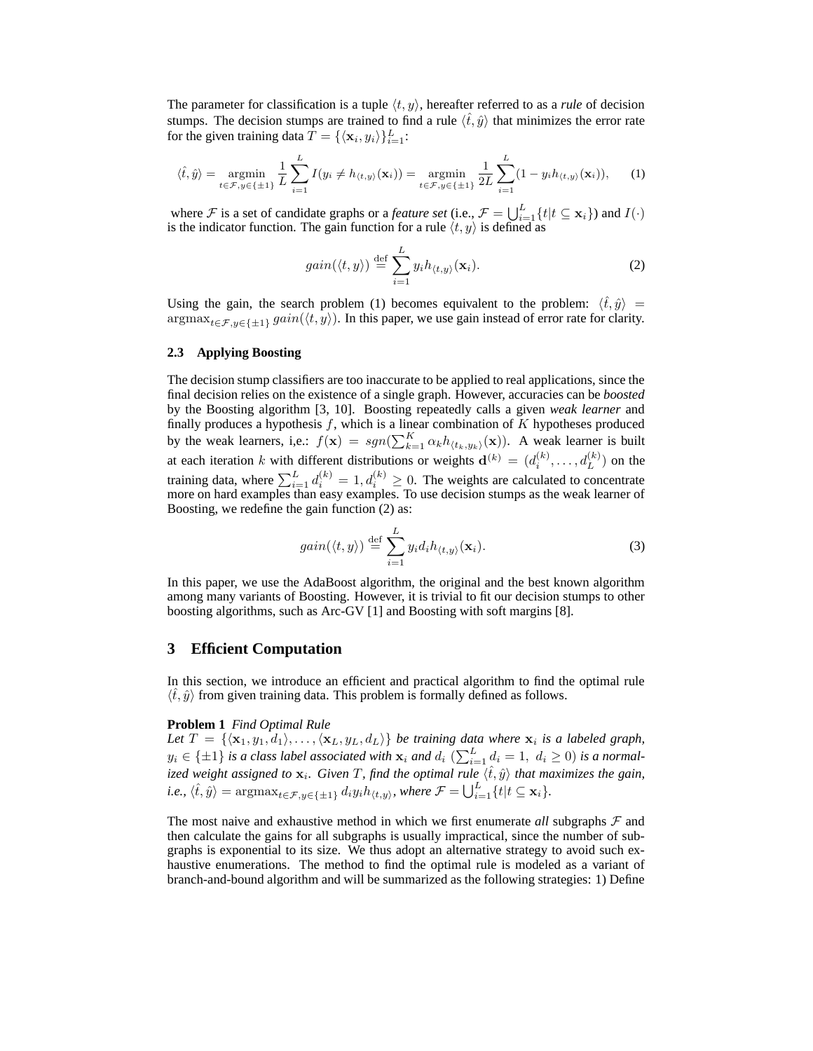The parameter for classification is a tuple $\langle t, y \rangle$, hereafter referred to as a *rule* of decision stumps. The decision stumps are trained to find a rule $\langle \hat{t}, \hat{y} \rangle$ that minimizes the error rate for the given training data $T = \{\langle \mathbf{x}_i, y_i \rangle\}_{i=1}^{L}$:

$$\langle \hat{t}, \hat{y} \rangle = \underset{t \in \mathcal{F}, y \in \{\pm 1\}}{\operatorname{argmin}} \frac{1}{L} \sum_{i=1}^{L} I(y_i \neq h_{\langle t,y \rangle}(\mathbf{x}_i)) = \underset{t \in \mathcal{F}, y \in \{\pm 1\}}{\operatorname{argmin}} \frac{1}{2L} \sum_{i=1}^{L} (1 - y_i h_{\langle t,y \rangle}(\mathbf{x}_i)), \quad (1)$$

where $\mathcal{F}$ is a set of candidate graphs or a *feature set* (i.e., $\mathcal{F} = \bigcup_{i=1}^{L} \{t | t \subseteq \mathbf{x}_i\}$) and $I(\cdot)$ is the indicator function. The gain function for a rule $\langle t, y \rangle$ is defined as

$$gain(\langle t, y \rangle) \stackrel{\text{def}}{=} \sum_{i=1}^{L} y_i h_{\langle t,y \rangle}(\mathbf{x}_i). \quad (2)$$

Using the gain, the search problem (1) becomes equivalent to the problem: $\langle \hat{t}, \hat{y} \rangle = \operatorname{argmax}_{t \in \mathcal{F}, y \in \{\pm 1\}} gain(\langle t, y \rangle)$. In this paper, we use gain instead of error rate for clarity.

### 2.3 Applying Boosting

The decision stump classifiers are too inaccurate to be applied to real applications, since the final decision relies on the existence of a single graph. However, accuracies can be *boosted* by the Boosting algorithm [3, 10]. Boosting repeatedly calls a given *weak learner* and finally produces a hypothesis $f$, which is a linear combination of $K$ hypotheses produced by the weak learners, i,e.: $f(\mathbf{x}) = sgn(\sum_{k=1}^{K} \alpha_k h_{\langle t_k, y_k \rangle}(\mathbf{x}))$. A weak learner is built at each iteration $k$ with different distributions or weights $\mathbf{d}^{(k)} = (d_i^{(k)}, \ldots, d_L^{(k)})$ on the training data, where $\sum_{i=1}^{L} d_i^{(k)} = 1, d_i^{(k)} \geq 0$. The weights are calculated to concentrate more on hard examples than easy examples. To use decision stumps as the weak learner of Boosting, we redefine the gain function (2) as:

$$gain(\langle t, y \rangle) \stackrel{\text{def}}{=} \sum_{i=1}^{L} y_i d_i h_{\langle t,y \rangle}(\mathbf{x}_i). \quad (3)$$

In this paper, we use the AdaBoost algorithm, the original and the best known algorithm among many variants of Boosting. However, it is trivial to fit our decision stumps to other boosting algorithms, such as Arc-GV [1] and Boosting with soft margins [8].

## 3 Efficient Computation

In this section, we introduce an efficient and practical algorithm to find the optimal rule $\langle \hat{t}, \hat{y} \rangle$ from given training data. This problem is formally defined as follows.

**Problem 1** *Find Optimal Rule*
*Let $T = \{\langle \mathbf{x}_1, y_1, d_1 \rangle, \ldots, \langle \mathbf{x}_L, y_L, d_L \rangle\}$ be training data where $\mathbf{x}_i$ is a labeled graph, $y_i \in \{\pm 1\}$ is a class label associated with $\mathbf{x}_i$ and $d_i$ ($\sum_{i=1}^{L} d_i = 1,\ d_i \geq 0$) is a normalized weight assigned to $\mathbf{x}_i$. Given $T$, find the optimal rule $\langle \hat{t}, \hat{y} \rangle$ that maximizes the gain, i.e., $\langle \hat{t}, \hat{y} \rangle = \operatorname{argmax}_{t \in \mathcal{F}, y \in \{\pm 1\}} d_i y_i h_{\langle t,y \rangle}$, where $\mathcal{F} = \bigcup_{i=1}^{L} \{t | t \subseteq \mathbf{x}_i\}$.*

The most naive and exhaustive method in which we first enumerate *all* subgraphs $\mathcal{F}$ and then calculate the gains for all subgraphs is usually impractical, since the number of subgraphs is exponential to its size. We thus adopt an alternative strategy to avoid such exhaustive enumerations. The method to find the optimal rule is modeled as a variant of branch-and-bound algorithm and will be summarized as the following strategies: 1) Define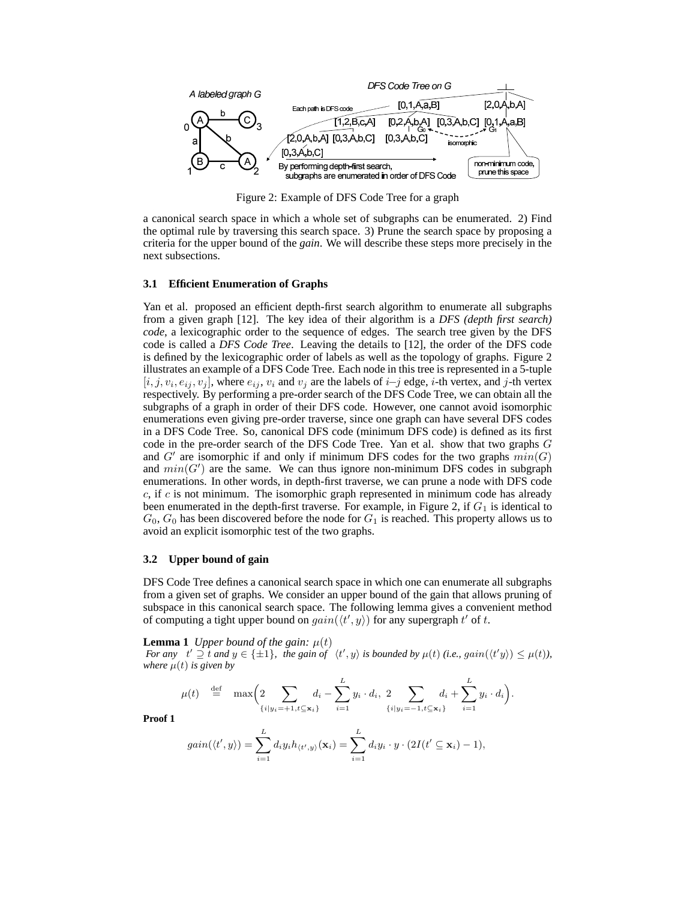Figure 2: Example of DFS Code Tree for a graph

a canonical search space in which a whole set of subgraphs can be enumerated. 2) Find the optimal rule by traversing this search space. 3) Prune the search space by proposing a criteria for the upper bound of the *gain*. We will describe these steps more precisely in the next subsections.

### 3.1 Efficient Enumeration of Graphs

Yan et al. proposed an efficient depth-first search algorithm to enumerate all subgraphs from a given graph [12]. The key idea of their algorithm is a *DFS (depth first search) code*, a lexicographic order to the sequence of edges. The search tree given by the DFS code is called a *DFS Code Tree*. Leaving the details to [12], the order of the DFS code is defined by the lexicographic order of labels as well as the topology of graphs. Figure 2 illustrates an example of a DFS Code Tree. Each node in this tree is represented in a 5-tuple $[i, j, v_i, e_{ij}, v_j]$, where $e_{ij}$, $v_i$ and $v_j$ are the labels of $i$–$j$ edge, $i$-th vertex, and $j$-th vertex respectively. By performing a pre-order search of the DFS Code Tree, we can obtain all the subgraphs of a graph in order of their DFS code. However, one cannot avoid isomorphic enumerations even giving pre-order traverse, since one graph can have several DFS codes in a DFS Code Tree. So, canonical DFS code (minimum DFS code) is defined as its first code in the pre-order search of the DFS Code Tree. Yan et al. show that two graphs $G$ and $G'$ are isomorphic if and only if minimum DFS codes for the two graphs $min(G)$ and $min(G')$ are the same. We can thus ignore non-minimum DFS codes in subgraph enumerations. In other words, in depth-first traverse, we can prune a node with DFS code $c$, if $c$ is not minimum. The isomorphic graph represented in minimum code has already been enumerated in the depth-first traverse. For example, in Figure 2, if $G_1$ is identical to $G_0$, $G_0$ has been discovered before the node for $G_1$ is reached. This property allows us to avoid an explicit isomorphic test of the two graphs.

### 3.2 Upper bound of gain

DFS Code Tree defines a canonical search space in which one can enumerate all subgraphs from a given set of graphs. We consider an upper bound of the gain that allows pruning of subspace in this canonical search space. The following lemma gives a convenient method of computing a tight upper bound on $gain(\langle t', y\rangle)$ for any supergraph $t'$ of $t$.

**Lemma 1** *Upper bound of the gain:* $\mu(t)$
*For any* $t' \supseteq t$ *and* $y \in \{\pm 1\}$, *the gain of* $\langle t', y\rangle$ *is bounded by* $\mu(t)$ *(i.e.,* $gain(\langle t' y\rangle) \leq \mu(t)$*), where* $\mu(t)$ *is given by*

$$\mu(t) \stackrel{\mathrm{def}}{=} \max\Big(2\sum_{\{i|y_i=+1, t\subseteq \mathbf{x}_i\}} d_i - \sum_{i=1}^{L} y_i \cdot d_i,\ 2\sum_{\{i|y_i=-1, t\subseteq \mathbf{x}_i\}} d_i + \sum_{i=1}^{L} y_i \cdot d_i\Big).$$

**Proof 1**

$$gain(\langle t', y\rangle) = \sum_{i=1}^{L} d_i y_i h_{\langle t', y\rangle}(\mathbf{x}_i) = \sum_{i=1}^{L} d_i y_i \cdot y \cdot (2I(t' \subseteq \mathbf{x}_i) - 1),$$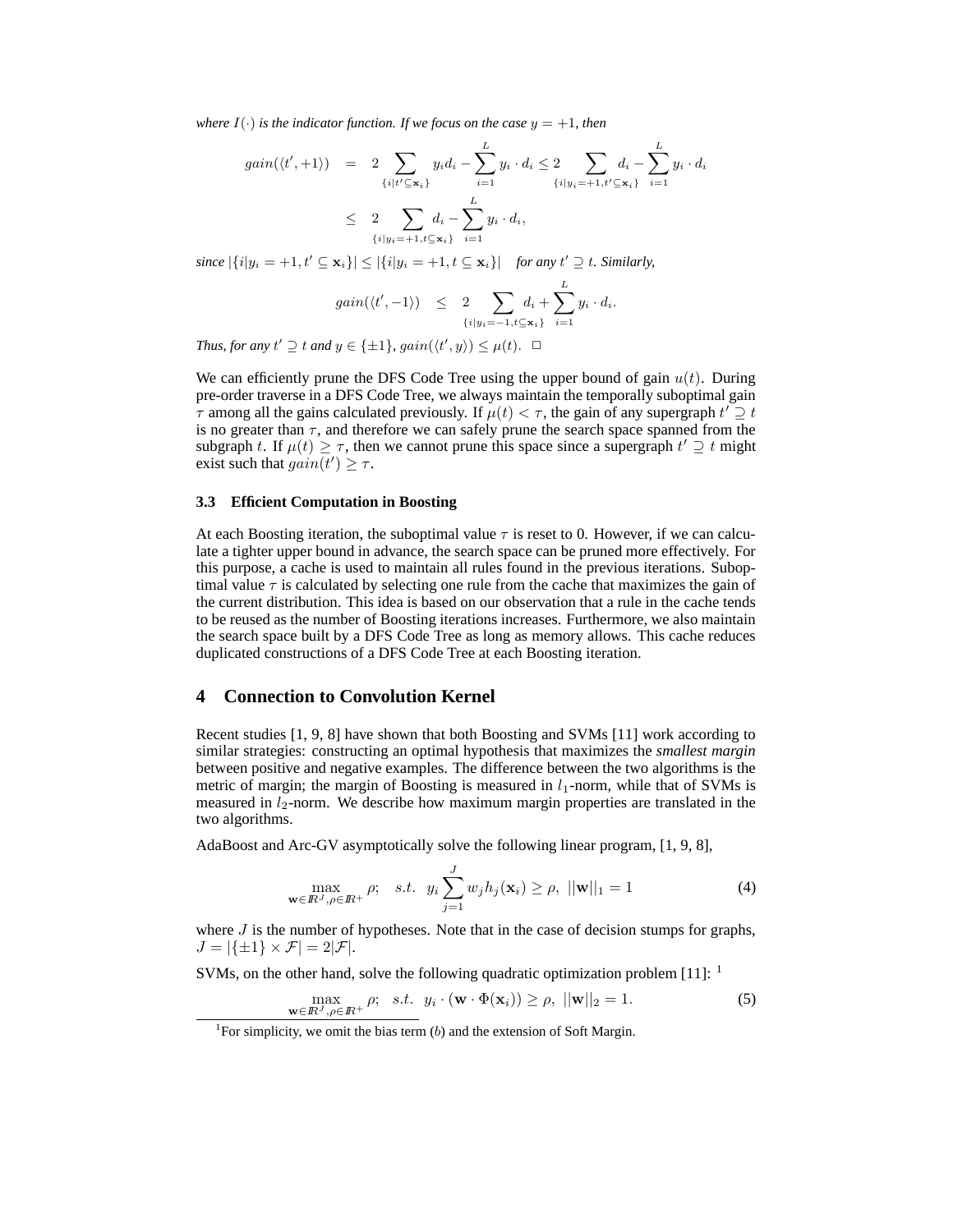*where $I(\cdot)$ is the indicator function. If we focus on the case $y = +1$, then*

$$
\begin{aligned}
gain(\langle t', +1\rangle) &= 2 \sum_{\{i|t' \subseteq \mathbf{x}_i\}} y_i d_i - \sum_{i=1}^{L} y_i \cdot d_i \leq 2 \sum_{\{i|y_i=+1, t' \subseteq \mathbf{x}_i\}} d_i - \sum_{i=1}^{L} y_i \cdot d_i \\
&\leq 2 \sum_{\{i|y_i=+1, t \subseteq \mathbf{x}_i\}} d_i - \sum_{i=1}^{L} y_i \cdot d_i,
\end{aligned}
$$

*since* $|\{i|y_i = +1, t' \subseteq \mathbf{x}_i\}| \leq |\{i|y_i = +1, t \subseteq \mathbf{x}_i\}|$ *for any* $t' \supseteq t$. *Similarly,*

$$
gain(\langle t', -1\rangle) \leq 2 \sum_{\{i|y_i=-1, t \subseteq \mathbf{x}_i\}} d_i + \sum_{i=1}^{L} y_i \cdot d_i.
$$

*Thus, for any $t' \supseteq t$ and $y \in \{\pm 1\}$, $gain(\langle t', y\rangle) \leq \mu(t)$.* □

We can efficiently prune the DFS Code Tree using the upper bound of gain $u(t)$. During pre-order traverse in a DFS Code Tree, we always maintain the temporally suboptimal gain $\tau$ among all the gains calculated previously. If $\mu(t) < \tau$, the gain of any supergraph $t' \supseteq t$ is no greater than $\tau$, and therefore we can safely prune the search space spanned from the subgraph $t$. If $\mu(t) \geq \tau$, then we cannot prune this space since a supergraph $t' \supseteq t$ might exist such that $gain(t') \geq \tau$.

### 3.3 Efficient Computation in Boosting

At each Boosting iteration, the suboptimal value $\tau$ is reset to 0. However, if we can calculate a tighter upper bound in advance, the search space can be pruned more effectively. For this purpose, a cache is used to maintain all rules found in the previous iterations. Suboptimal value $\tau$ is calculated by selecting one rule from the cache that maximizes the gain of the current distribution. This idea is based on our observation that a rule in the cache tends to be reused as the number of Boosting iterations increases. Furthermore, we also maintain the search space built by a DFS Code Tree as long as memory allows. This cache reduces duplicated constructions of a DFS Code Tree at each Boosting iteration.

## 4 Connection to Convolution Kernel

Recent studies [1, 9, 8] have shown that both Boosting and SVMs [11] work according to similar strategies: constructing an optimal hypothesis that maximizes the *smallest margin* between positive and negative examples. The difference between the two algorithms is the metric of margin; the margin of Boosting is measured in $l_1$-norm, while that of SVMs is measured in $l_2$-norm. We describe how maximum margin properties are translated in the two algorithms.

AdaBoost and Arc-GV asymptotically solve the following linear program, [1, 9, 8],

$$
\max_{\mathbf{w} \in \mathbb{R}^J, \rho \in \mathbb{R}^+} \rho; \quad s.t. \;\; y_i \sum_{j=1}^{J} w_j h_j(\mathbf{x}_i) \geq \rho, \;\; ||\mathbf{w}||_1 = 1 \tag{4}
$$

where $J$ is the number of hypotheses. Note that in the case of decision stumps for graphs, $J = |\{\pm 1\} \times \mathcal{F}| = 2|\mathcal{F}|$.

SVMs, on the other hand, solve the following quadratic optimization problem [11]: [1]

$$
\max_{\mathbf{w} \in \mathbb{R}^J, \rho \in \mathbb{R}^+} \rho; \quad s.t. \;\; y_i \cdot (\mathbf{w} \cdot \Phi(\mathbf{x}_i)) \geq \rho, \;\; ||\mathbf{w}||_2 = 1. \tag{5}
$$

[1] For simplicity, we omit the bias term ($b$) and the extension of Soft Margin.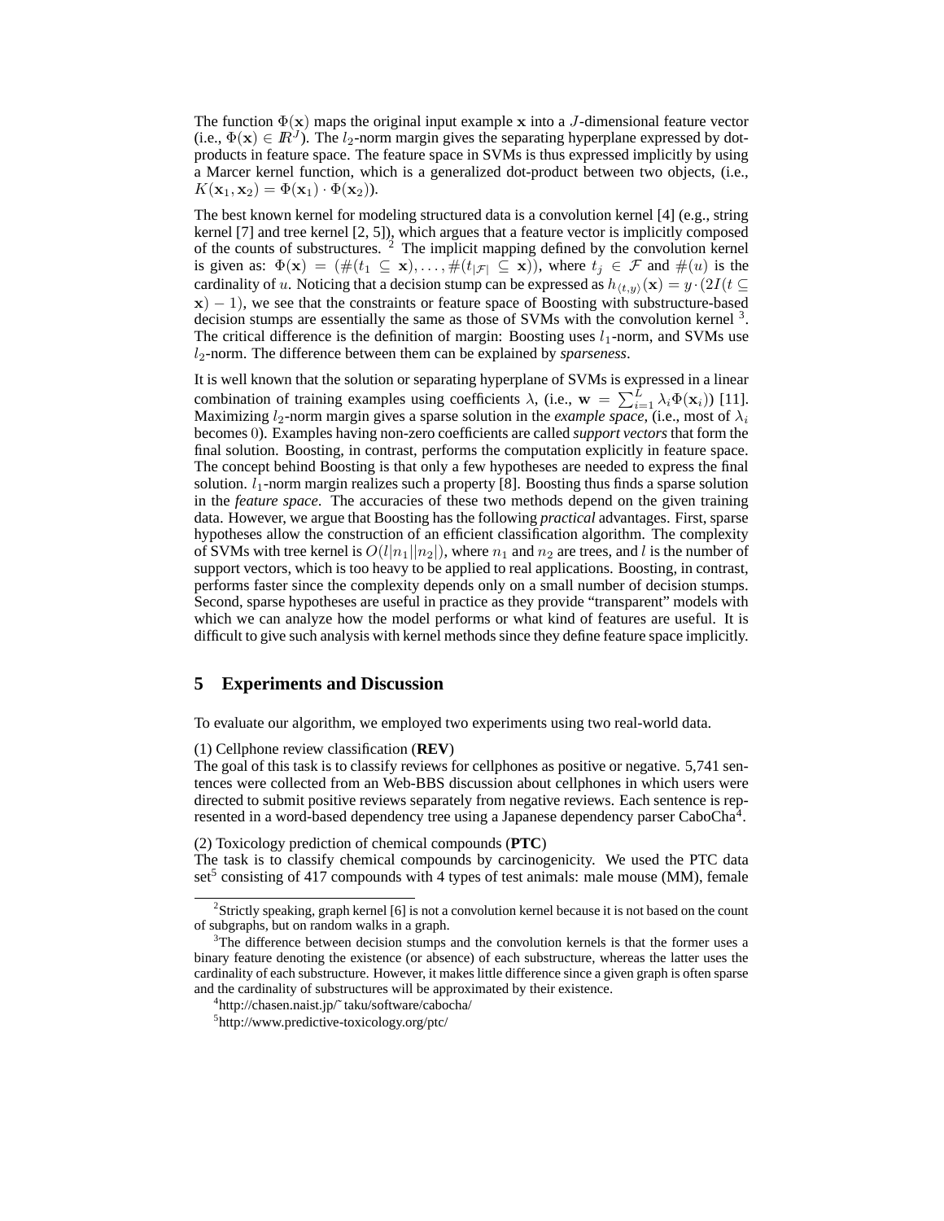The function $\Phi(\mathbf{x})$ maps the original input example $\mathbf{x}$ into a $J$-dimensional feature vector (i.e., $\Phi(\mathbf{x}) \in \mathbb{R}^J$). The $l_2$-norm margin gives the separating hyperplane expressed by dot-products in feature space. The feature space in SVMs is thus expressed implicitly by using a Marcer kernel function, which is a generalized dot-product between two objects, (i.e., $K(\mathbf{x}_1, \mathbf{x}_2) = \Phi(\mathbf{x}_1) \cdot \Phi(\mathbf{x}_2)$).

The best known kernel for modeling structured data is a convolution kernel [4] (e.g., string kernel [7] and tree kernel [2, 5]), which argues that a feature vector is implicitly composed of the counts of substructures. [2] The implicit mapping defined by the convolution kernel is given as: $\Phi(\mathbf{x}) = (\#(t_1 \subseteq \mathbf{x}), \ldots, \#(t_{|\mathcal{F}|} \subseteq \mathbf{x}))$, where $t_j \in \mathcal{F}$ and $\#(u)$ is the cardinality of $u$. Noticing that a decision stump can be expressed as $h_{\langle t,y \rangle}(\mathbf{x}) = y \cdot (2I(t \subseteq \mathbf{x}) - 1)$, we see that the constraints or feature space of Boosting with substructure-based decision stumps are essentially the same as those of SVMs with the convolution kernel [3]. The critical difference is the definition of margin: Boosting uses $l_1$-norm, and SVMs use $l_2$-norm. The difference between them can be explained by *sparseness*.

It is well known that the solution or separating hyperplane of SVMs is expressed in a linear combination of training examples using coefficients $\lambda$, (i.e., $\mathbf{w} = \sum_{i=1}^{L} \lambda_i \Phi(\mathbf{x}_i)$) [11]. Maximizing $l_2$-norm margin gives a sparse solution in the *example space*, (i.e., most of $\lambda_i$ becomes 0). Examples having non-zero coefficients are called *support vectors* that form the final solution. Boosting, in contrast, performs the computation explicitly in feature space. The concept behind Boosting is that only a few hypotheses are needed to express the final solution. $l_1$-norm margin realizes such a property [8]. Boosting thus finds a sparse solution in the *feature space*. The accuracies of these two methods depend on the given training data. However, we argue that Boosting has the following *practical* advantages. First, sparse hypotheses allow the construction of an efficient classification algorithm. The complexity of SVMs with tree kernel is $O(l|n_1||n_2|)$, where $n_1$ and $n_2$ are trees, and $l$ is the number of support vectors, which is too heavy to be applied to real applications. Boosting, in contrast, performs faster since the complexity depends only on a small number of decision stumps. Second, sparse hypotheses are useful in practice as they provide "transparent" models with which we can analyze how the model performs or what kind of features are useful. It is difficult to give such analysis with kernel methods since they define feature space implicitly.

## 5 Experiments and Discussion

To evaluate our algorithm, we employed two experiments using two real-world data.

(1) Cellphone review classification (**REV**)
The goal of this task is to classify reviews for cellphones as positive or negative. 5,741 sentences were collected from an Web-BBS discussion about cellphones in which users were directed to submit positive reviews separately from negative reviews. Each sentence is represented in a word-based dependency tree using a Japanese dependency parser CaboCha[4].

(2) Toxicology prediction of chemical compounds (**PTC**)
The task is to classify chemical compounds by carcinogenicity. We used the PTC data set[5] consisting of 417 compounds with 4 types of test animals: male mouse (MM), female

---

[2] Strictly speaking, graph kernel [6] is not a convolution kernel because it is not based on the count of subgraphs, but on random walks in a graph.

[3] The difference between decision stumps and the convolution kernels is that the former uses a binary feature denoting the existence (or absence) of each substructure, whereas the latter uses the cardinality of each substructure. However, it makes little difference since a given graph is often sparse and the cardinality of substructures will be approximated by their existence.

[4] http://chasen.naist.jp/~taku/software/cabocha/

[5] http://www.predictive-toxicology.org/ptc/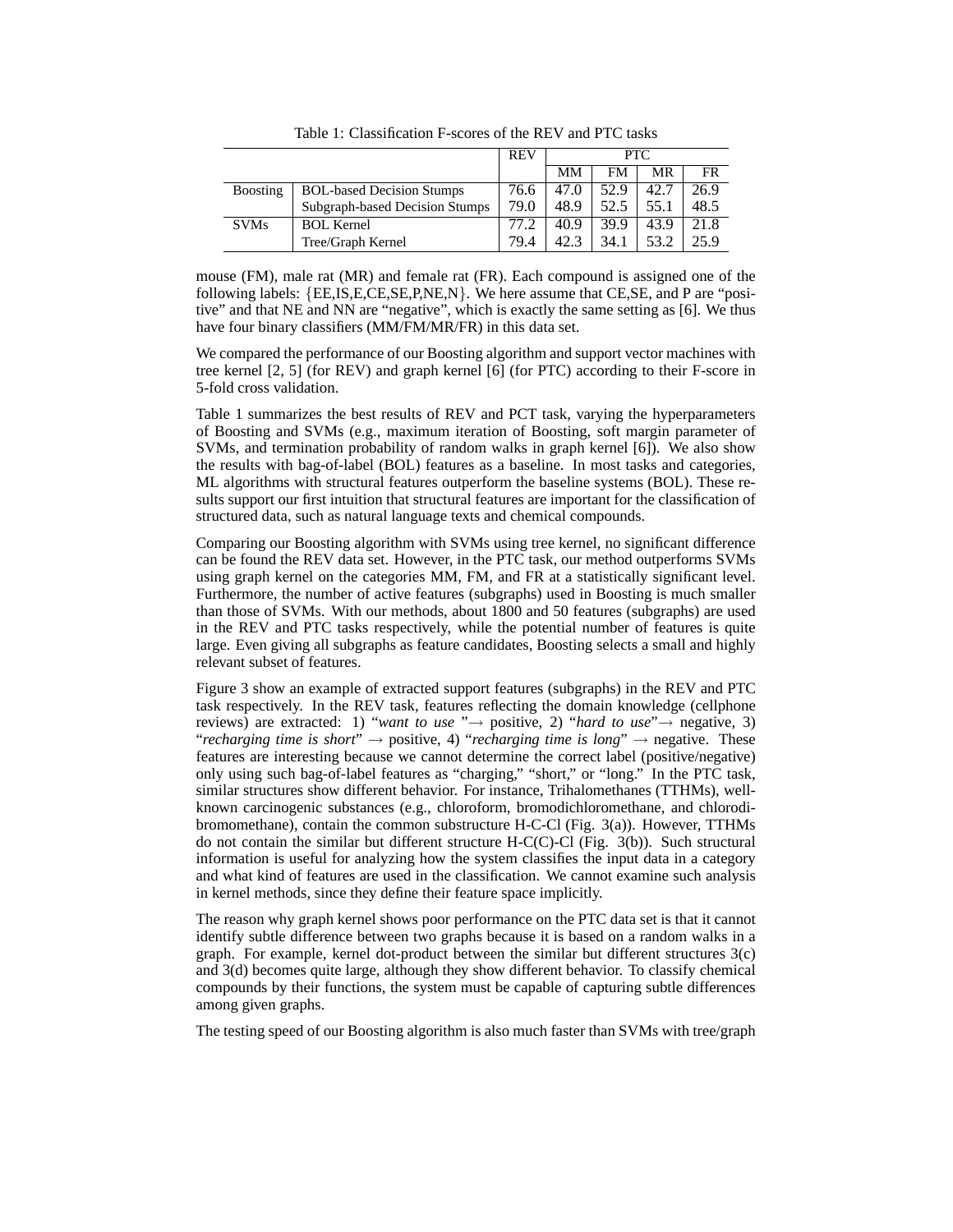Table 1: Classification F-scores of the REV and PTC tasks

| | | REV | PTC | | | |
|---|---|---|---|---|---|---|
| | | | MM | FM | MR | FR |
| Boosting | BOL-based Decision Stumps | 76.6 | 47.0 | 52.9 | 42.7 | 26.9 |
| | Subgraph-based Decision Stumps | 79.0 | 48.9 | 52.5 | 55.1 | 48.5 |
| SVMs | BOL Kernel | 77.2 | 40.9 | 39.9 | 43.9 | 21.8 |
| | Tree/Graph Kernel | 79.4 | 42.3 | 34.1 | 53.2 | 25.9 |

mouse (FM), male rat (MR) and female rat (FR). Each compound is assigned one of the following labels: {EE,IS,E,CE,SE,P,NE,N}. We here assume that CE,SE, and P are "positive" and that NE and NN are "negative", which is exactly the same setting as [6]. We thus have four binary classifiers (MM/FM/MR/FR) in this data set.

We compared the performance of our Boosting algorithm and support vector machines with tree kernel [2, 5] (for REV) and graph kernel [6] (for PTC) according to their F-score in 5-fold cross validation.

Table 1 summarizes the best results of REV and PCT task, varying the hyperparameters of Boosting and SVMs (e.g., maximum iteration of Boosting, soft margin parameter of SVMs, and termination probability of random walks in graph kernel [6]). We also show the results with bag-of-label (BOL) features as a baseline. In most tasks and categories, ML algorithms with structural features outperform the baseline systems (BOL). These results support our first intuition that structural features are important for the classification of structured data, such as natural language texts and chemical compounds.

Comparing our Boosting algorithm with SVMs using tree kernel, no significant difference can be found the REV data set. However, in the PTC task, our method outperforms SVMs using graph kernel on the categories MM, FM, and FR at a statistically significant level. Furthermore, the number of active features (subgraphs) used in Boosting is much smaller than those of SVMs. With our methods, about 1800 and 50 features (subgraphs) are used in the REV and PTC tasks respectively, while the potential number of features is quite large. Even giving all subgraphs as feature candidates, Boosting selects a small and highly relevant subset of features.

Figure 3 show an example of extracted support features (subgraphs) in the REV and PTC task respectively. In the REV task, features reflecting the domain knowledge (cellphone reviews) are extracted: 1) "*want to use* "→ positive, 2) "*hard to use*"→ negative, 3) "*recharging time is short*" → positive, 4) "*recharging time is long*" → negative. These features are interesting because we cannot determine the correct label (positive/negative) only using such bag-of-label features as "charging," "short," or "long." In the PTC task, similar structures show different behavior. For instance, Trihalomethanes (TTHMs), well-known carcinogenic substances (e.g., chloroform, bromodichloromethane, and chlorodibromomethane), contain the common substructure H-C-Cl (Fig. 3(a)). However, TTHMs do not contain the similar but different structure H-C(C)-Cl (Fig. 3(b)). Such structural information is useful for analyzing how the system classifies the input data in a category and what kind of features are used in the classification. We cannot examine such analysis in kernel methods, since they define their feature space implicitly.

The reason why graph kernel shows poor performance on the PTC data set is that it cannot identify subtle difference between two graphs because it is based on a random walks in a graph. For example, kernel dot-product between the similar but different structures 3(c) and 3(d) becomes quite large, although they show different behavior. To classify chemical compounds by their functions, the system must be capable of capturing subtle differences among given graphs.

The testing speed of our Boosting algorithm is also much faster than SVMs with tree/graph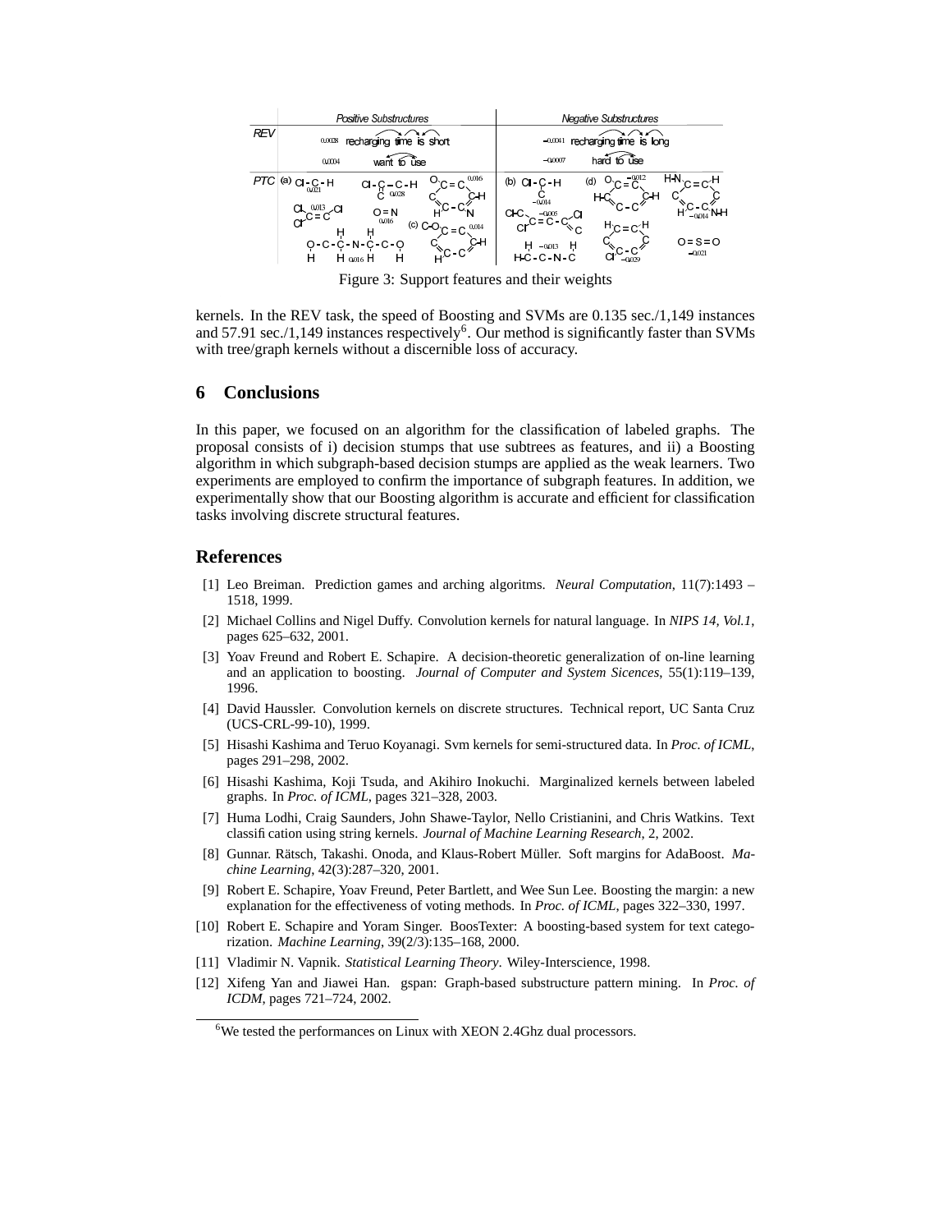Positive Substructures

Negative Substructures

REV

0.0028 recharging time is short

0.0004 want to use

−0.0041 recharging time is long

−0.0007 hard to use

PTC (a) (b) (c) (d)

Figure 3: Support features and their weights

kernels. In the REV task, the speed of Boosting and SVMs are 0.135 sec./1,149 instances and 57.91 sec./1,149 instances respectively[6]. Our method is significantly faster than SVMs with tree/graph kernels without a discernible loss of accuracy.

## 6 Conclusions

In this paper, we focused on an algorithm for the classification of labeled graphs. The proposal consists of i) decision stumps that use subtrees as features, and ii) a Boosting algorithm in which subgraph-based decision stumps are applied as the weak learners. Two experiments are employed to confirm the importance of subgraph features. In addition, we experimentally show that our Boosting algorithm is accurate and efficient for classification tasks involving discrete structural features.

## References

[1] Leo Breiman. Prediction games and arching algoritms. *Neural Computation*, 11(7):1493 – 1518, 1999.

[2] Michael Collins and Nigel Duffy. Convolution kernels for natural language. In *NIPS 14, Vol.1*, pages 625–632, 2001.

[3] Yoav Freund and Robert E. Schapire. A decision-theoretic generalization of on-line learning and an application to boosting. *Journal of Computer and System Sicences*, 55(1):119–139, 1996.

[4] David Haussler. Convolution kernels on discrete structures. Technical report, UC Santa Cruz (UCS-CRL-99-10), 1999.

[5] Hisashi Kashima and Teruo Koyanagi. Svm kernels for semi-structured data. In *Proc. of ICML*, pages 291–298, 2002.

[6] Hisashi Kashima, Koji Tsuda, and Akihiro Inokuchi. Marginalized kernels between labeled graphs. In *Proc. of ICML*, pages 321–328, 2003.

[7] Huma Lodhi, Craig Saunders, John Shawe-Taylor, Nello Cristianini, and Chris Watkins. Text classifi cation using string kernels. *Journal of Machine Learning Research*, 2, 2002.

[8] Gunnar. Rätsch, Takashi. Onoda, and Klaus-Robert Müller. Soft margins for AdaBoost. *Machine Learning*, 42(3):287–320, 2001.

[9] Robert E. Schapire, Yoav Freund, Peter Bartlett, and Wee Sun Lee. Boosting the margin: a new explanation for the effectiveness of voting methods. In *Proc. of ICML*, pages 322–330, 1997.

[10] Robert E. Schapire and Yoram Singer. BoosTexter: A boosting-based system for text categorization. *Machine Learning*, 39(2/3):135–168, 2000.

[11] Vladimir N. Vapnik. *Statistical Learning Theory*. Wiley-Interscience, 1998.

[12] Xifeng Yan and Jiawei Han. gspan: Graph-based substructure pattern mining. In *Proc. of ICDM*, pages 721–724, 2002.

[6] We tested the performances on Linux with XEON 2.4Ghz dual processors.